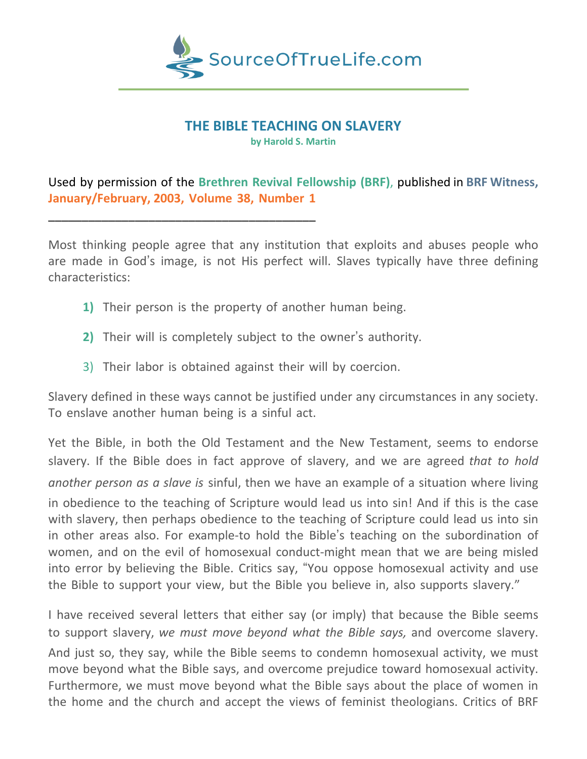SourceOfTrueLife.com

# THE BIBLE TEACHING ON SLAVERY

**by Harold S. Martin**

Used by permission of the **Brethren Revival Fellowship (BRF)**, published in **BRF Witness, January/February, 2003, Volume 38, Number 1**

_______________________________________________

Most thinking people agree that any institution that exploits and abuses people who are made in God's image, is not His perfect will. Slaves typically have three defining characteristics:

1) Their person is the property of another human being.

2) Their will is completely subject to the owner's authority.

3) Their labor is obtained against their will by coercion.

Slavery defined in these ways cannot be justified under any circumstances in any society. To enslave another human being is a sinful act.

Yet the Bible, in both the Old Testament and the New Testament, seems to endorse slavery. If the Bible does in fact approve of slavery, and we are agreed *that to hold another person as a slave is* sinful, then we have an example of a situation where living in obedience to the teaching of Scripture would lead us into sin! And if this is the case with slavery, then perhaps obedience to the teaching of Scripture could lead us into sin in other areas also. For example-to hold the Bible's teaching on the subordination of women, and on the evil of homosexual conduct-might mean that we are being misled into error by believing the Bible. Critics say, "You oppose homosexual activity and use the Bible to support your view, but the Bible you believe in, also supports slavery."

I have received several letters that either say (or imply) that because the Bible seems to support slavery, *we must move beyond what the Bible says,* and overcome slavery. And just so, they say, while the Bible seems to condemn homosexual activity, we must move beyond what the Bible says, and overcome prejudice toward homosexual activity. Furthermore, we must move beyond what the Bible says about the place of women in the home and the church and accept the views of feminist theologians. Critics of BRF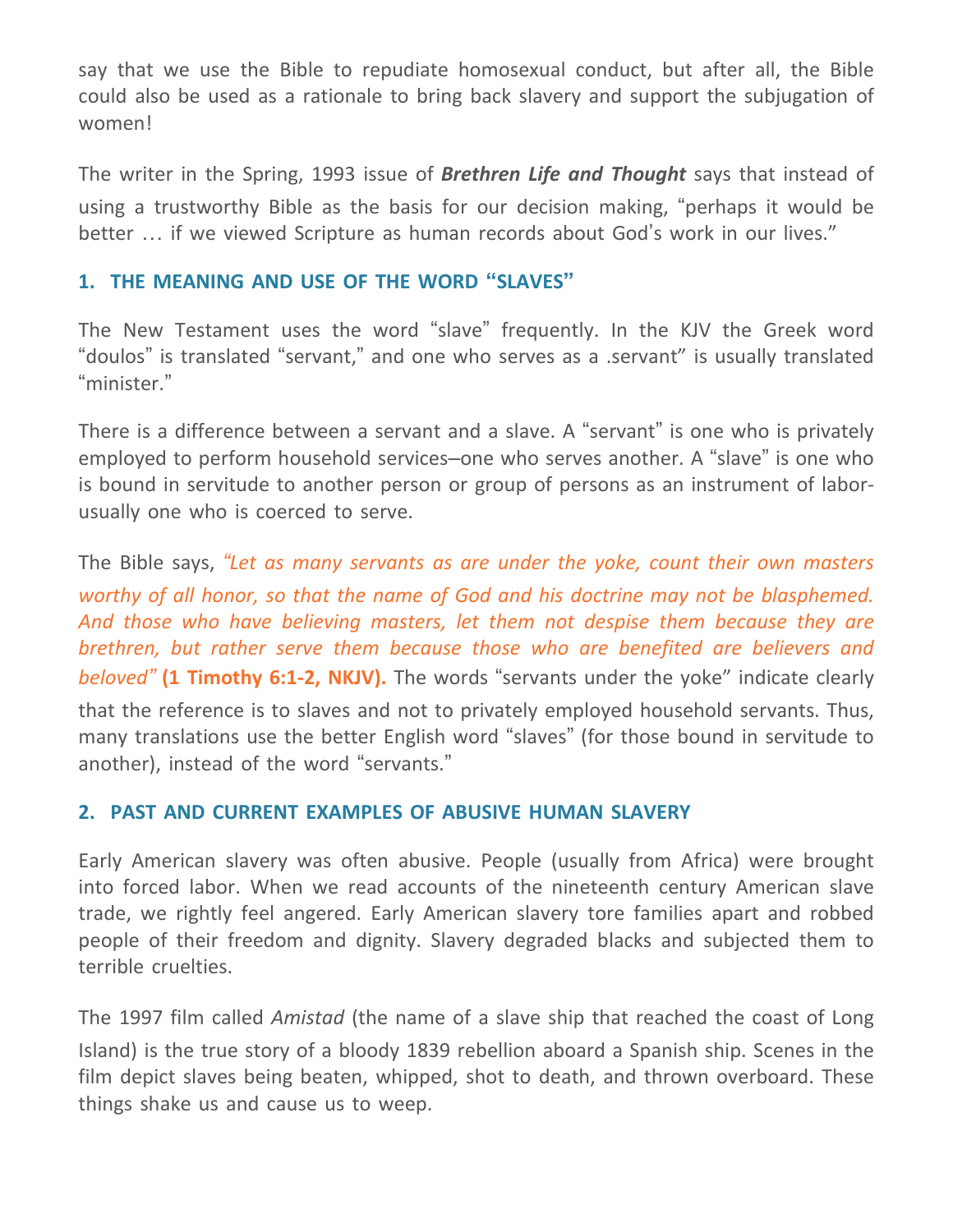say that we use the Bible to repudiate homosexual conduct, but after all, the Bible could also be used as a rationale to bring back slavery and support the subjugation of women!

The writer in the Spring, 1993 issue of ***Brethren Life and Thought*** says that instead of using a trustworthy Bible as the basis for our decision making, "perhaps it would be better … if we viewed Scripture as human records about God's work in our lives."

### 1. THE MEANING AND USE OF THE WORD "SLAVES"

The New Testament uses the word "slave" frequently. In the KJV the Greek word "doulos" is translated "servant," and one who serves as a .servant" is usually translated "minister."

There is a difference between a servant and a slave. A "servant" is one who is privately employed to perform household services–one who serves another. A "slave" is one who is bound in servitude to another person or group of persons as an instrument of labor-usually one who is coerced to serve.

The Bible says, *"Let as many servants as are under the yoke, count their own masters worthy of all honor, so that the name of God and his doctrine may not be blasphemed. And those who have believing masters, let them not despise them because they are brethren, but rather serve them because those who are benefited are believers and beloved"* **(1 Timothy 6:1-2, NKJV).** The words "servants under the yoke" indicate clearly that the reference is to slaves and not to privately employed household servants. Thus, many translations use the better English word "slaves" (for those bound in servitude to another), instead of the word "servants."

### 2. PAST AND CURRENT EXAMPLES OF ABUSIVE HUMAN SLAVERY

Early American slavery was often abusive. People (usually from Africa) were brought into forced labor. When we read accounts of the nineteenth century American slave trade, we rightly feel angered. Early American slavery tore families apart and robbed people of their freedom and dignity. Slavery degraded blacks and subjected them to terrible cruelties.

The 1997 film called *Amistad* (the name of a slave ship that reached the coast of Long Island) is the true story of a bloody 1839 rebellion aboard a Spanish ship. Scenes in the film depict slaves being beaten, whipped, shot to death, and thrown overboard. These things shake us and cause us to weep.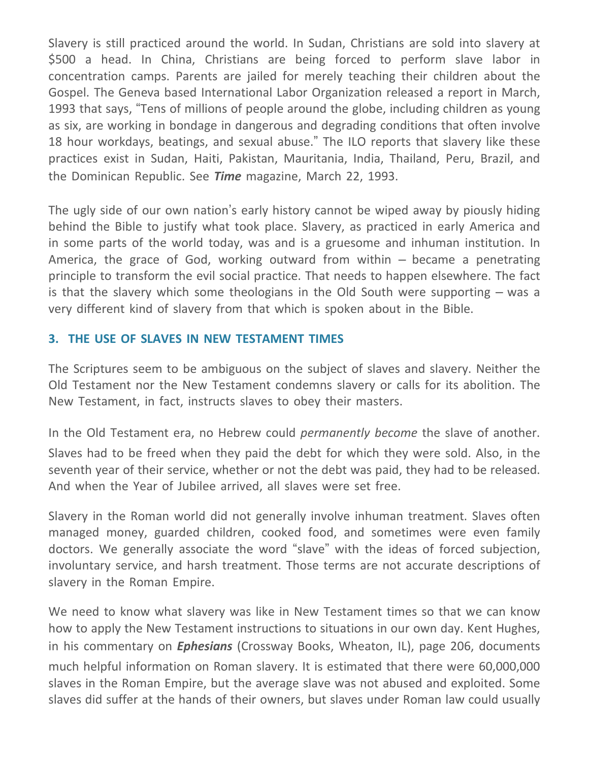Slavery is still practiced around the world. In Sudan, Christians are sold into slavery at $500 a head. In China, Christians are being forced to perform slave labor in concentration camps. Parents are jailed for merely teaching their children about the Gospel. The Geneva based International Labor Organization released a report in March, 1993 that says, "Tens of millions of people around the globe, including children as young as six, are working in bondage in dangerous and degrading conditions that often involve 18 hour workdays, beatings, and sexual abuse." The ILO reports that slavery like these practices exist in Sudan, Haiti, Pakistan, Mauritania, India, Thailand, Peru, Brazil, and the Dominican Republic. See ***Time*** magazine, March 22, 1993.

The ugly side of our own nation's early history cannot be wiped away by piously hiding behind the Bible to justify what took place. Slavery, as practiced in early America and in some parts of the world today, was and is a gruesome and inhuman institution. In America, the grace of God, working outward from within – became a penetrating principle to transform the evil social practice. That needs to happen elsewhere. The fact is that the slavery which some theologians in the Old South were supporting – was a very different kind of slavery from that which is spoken about in the Bible.

### 3. THE USE OF SLAVES IN NEW TESTAMENT TIMES

The Scriptures seem to be ambiguous on the subject of slaves and slavery. Neither the Old Testament nor the New Testament condemns slavery or calls for its abolition. The New Testament, in fact, instructs slaves to obey their masters.

In the Old Testament era, no Hebrew could *permanently become* the slave of another. Slaves had to be freed when they paid the debt for which they were sold. Also, in the seventh year of their service, whether or not the debt was paid, they had to be released. And when the Year of Jubilee arrived, all slaves were set free.

Slavery in the Roman world did not generally involve inhuman treatment. Slaves often managed money, guarded children, cooked food, and sometimes were even family doctors. We generally associate the word "slave" with the ideas of forced subjection, involuntary service, and harsh treatment. Those terms are not accurate descriptions of slavery in the Roman Empire.

We need to know what slavery was like in New Testament times so that we can know how to apply the New Testament instructions to situations in our own day. Kent Hughes, in his commentary on ***Ephesians*** (Crossway Books, Wheaton, IL), page 206, documents much helpful information on Roman slavery. It is estimated that there were 60,000,000 slaves in the Roman Empire, but the average slave was not abused and exploited. Some slaves did suffer at the hands of their owners, but slaves under Roman law could usually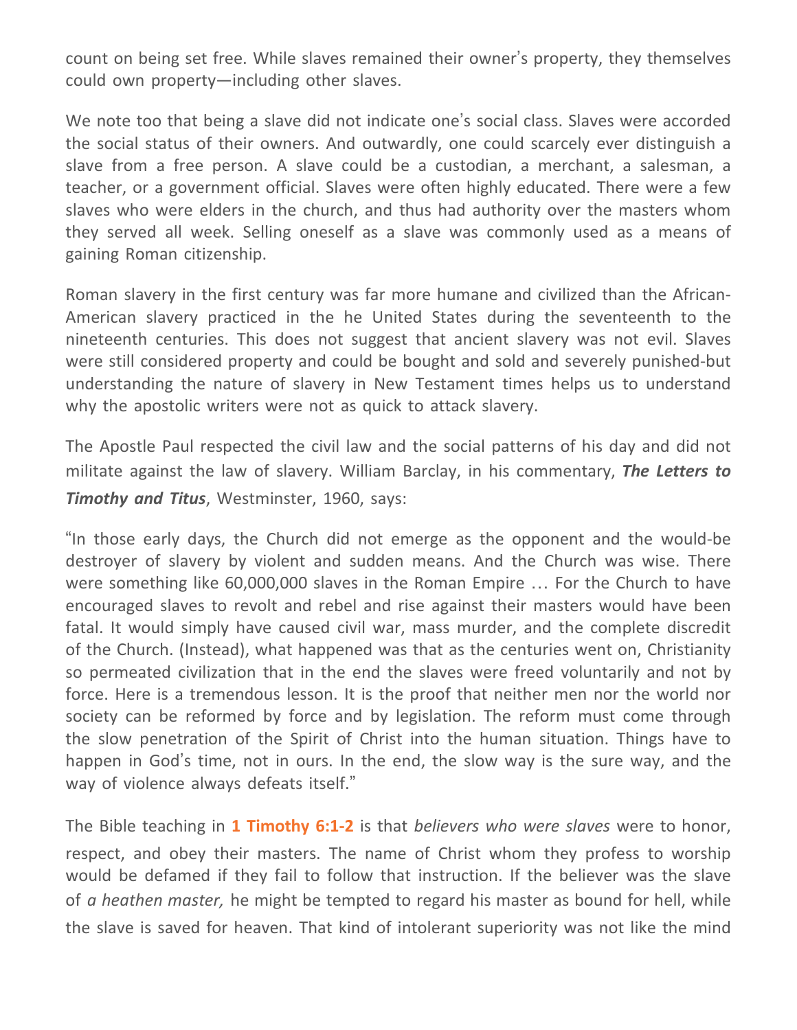count on being set free. While slaves remained their owner's property, they themselves could own property—including other slaves.

We note too that being a slave did not indicate one's social class. Slaves were accorded the social status of their owners. And outwardly, one could scarcely ever distinguish a slave from a free person. A slave could be a custodian, a merchant, a salesman, a teacher, or a government official. Slaves were often highly educated. There were a few slaves who were elders in the church, and thus had authority over the masters whom they served all week. Selling oneself as a slave was commonly used as a means of gaining Roman citizenship.

Roman slavery in the first century was far more humane and civilized than the African-American slavery practiced in the he United States during the seventeenth to the nineteenth centuries. This does not suggest that ancient slavery was not evil. Slaves were still considered property and could be bought and sold and severely punished-but understanding the nature of slavery in New Testament times helps us to understand why the apostolic writers were not as quick to attack slavery.

The Apostle Paul respected the civil law and the social patterns of his day and did not militate against the law of slavery. William Barclay, in his commentary, ***The Letters to Timothy and Titus***, Westminster, 1960, says:

"In those early days, the Church did not emerge as the opponent and the would-be destroyer of slavery by violent and sudden means. And the Church was wise. There were something like 60,000,000 slaves in the Roman Empire … For the Church to have encouraged slaves to revolt and rebel and rise against their masters would have been fatal. It would simply have caused civil war, mass murder, and the complete discredit of the Church. (Instead), what happened was that as the centuries went on, Christianity so permeated civilization that in the end the slaves were freed voluntarily and not by force. Here is a tremendous lesson. It is the proof that neither men nor the world nor society can be reformed by force and by legislation. The reform must come through the slow penetration of the Spirit of Christ into the human situation. Things have to happen in God's time, not in ours. In the end, the slow way is the sure way, and the way of violence always defeats itself."

The Bible teaching in **1 Timothy 6:1-2** is that *believers who were slaves* were to honor, respect, and obey their masters. The name of Christ whom they profess to worship would be defamed if they fail to follow that instruction. If the believer was the slave of *a heathen master,* he might be tempted to regard his master as bound for hell, while the slave is saved for heaven. That kind of intolerant superiority was not like the mind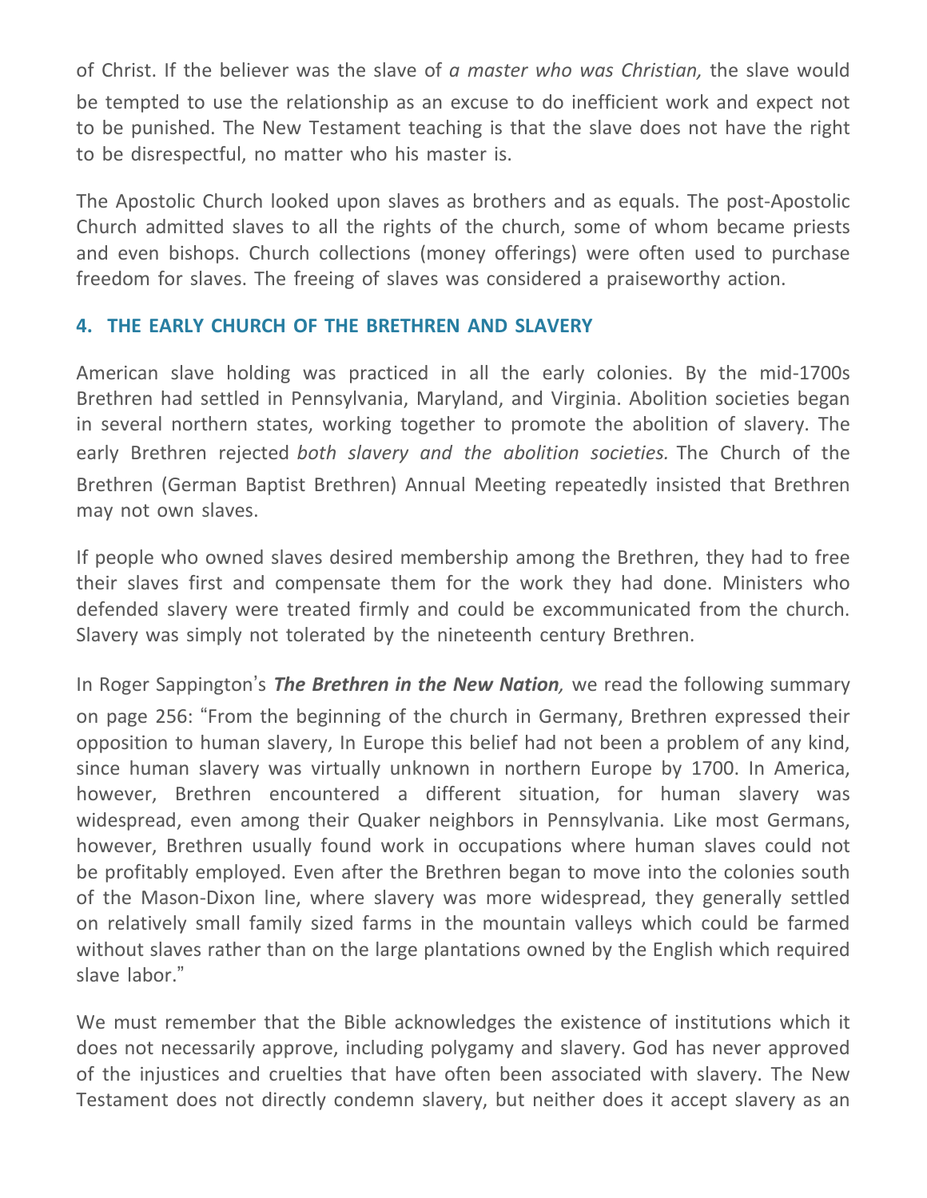of Christ. If the believer was the slave of *a master who was Christian,* the slave would be tempted to use the relationship as an excuse to do inefficient work and expect not to be punished. The New Testament teaching is that the slave does not have the right to be disrespectful, no matter who his master is.

The Apostolic Church looked upon slaves as brothers and as equals. The post-Apostolic Church admitted slaves to all the rights of the church, some of whom became priests and even bishops. Church collections (money offerings) were often used to purchase freedom for slaves. The freeing of slaves was considered a praiseworthy action.

### 4. THE EARLY CHURCH OF THE BRETHREN AND SLAVERY

American slave holding was practiced in all the early colonies. By the mid-1700s Brethren had settled in Pennsylvania, Maryland, and Virginia. Abolition societies began in several northern states, working together to promote the abolition of slavery. The early Brethren rejected *both slavery and the abolition societies.* The Church of the Brethren (German Baptist Brethren) Annual Meeting repeatedly insisted that Brethren may not own slaves.

If people who owned slaves desired membership among the Brethren, they had to free their slaves first and compensate them for the work they had done. Ministers who defended slavery were treated firmly and could be excommunicated from the church. Slavery was simply not tolerated by the nineteenth century Brethren.

In Roger Sappington's ***The Brethren in the New Nation,*** we read the following summary on page 256: "From the beginning of the church in Germany, Brethren expressed their opposition to human slavery, In Europe this belief had not been a problem of any kind, since human slavery was virtually unknown in northern Europe by 1700. In America, however, Brethren encountered a different situation, for human slavery was widespread, even among their Quaker neighbors in Pennsylvania. Like most Germans, however, Brethren usually found work in occupations where human slaves could not be profitably employed. Even after the Brethren began to move into the colonies south of the Mason-Dixon line, where slavery was more widespread, they generally settled on relatively small family sized farms in the mountain valleys which could be farmed without slaves rather than on the large plantations owned by the English which required slave labor."

We must remember that the Bible acknowledges the existence of institutions which it does not necessarily approve, including polygamy and slavery. God has never approved of the injustices and cruelties that have often been associated with slavery. The New Testament does not directly condemn slavery, but neither does it accept slavery as an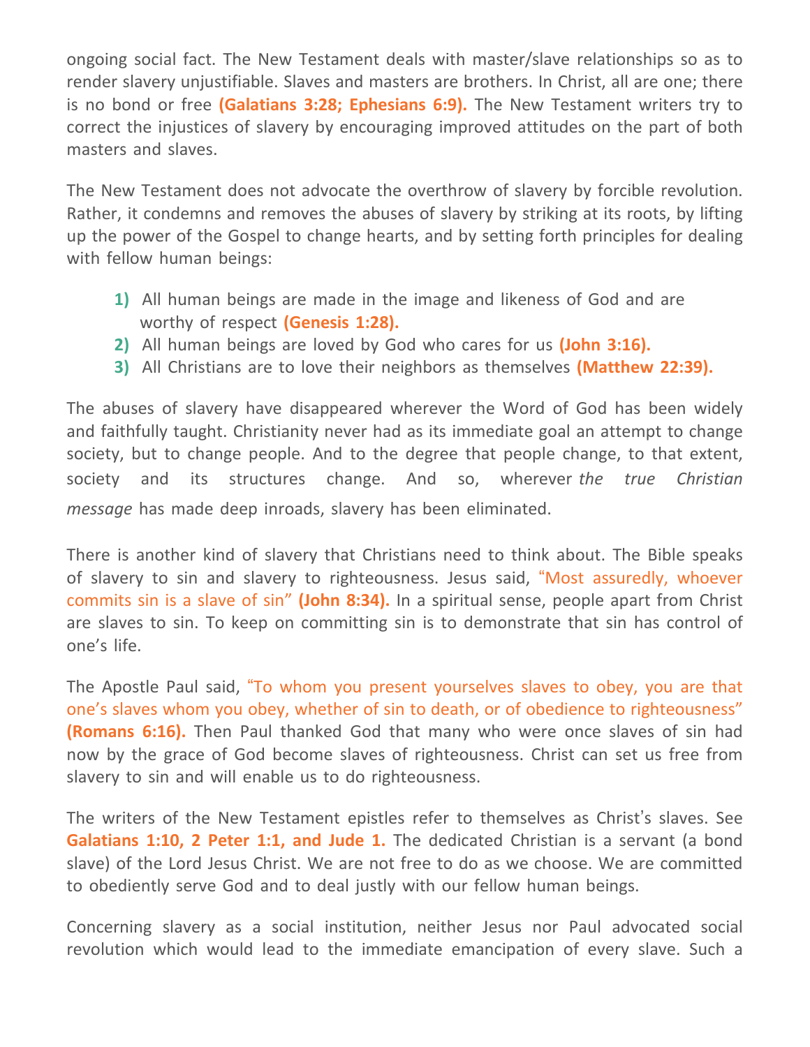ongoing social fact. The New Testament deals with master/slave relationships so as to render slavery unjustifiable. Slaves and masters are brothers. In Christ, all are one; there is no bond or free **(Galatians 3:28; Ephesians 6:9).** The New Testament writers try to correct the injustices of slavery by encouraging improved attitudes on the part of both masters and slaves.

The New Testament does not advocate the overthrow of slavery by forcible revolution. Rather, it condemns and removes the abuses of slavery by striking at its roots, by lifting up the power of the Gospel to change hearts, and by setting forth principles for dealing with fellow human beings:

1) All human beings are made in the image and likeness of God and are worthy of respect **(Genesis 1:28).**
2) All human beings are loved by God who cares for us **(John 3:16).**
3) All Christians are to love their neighbors as themselves **(Matthew 22:39).**

The abuses of slavery have disappeared wherever the Word of God has been widely and faithfully taught. Christianity never had as its immediate goal an attempt to change society, but to change people. And to the degree that people change, to that extent, society and its structures change. And so, wherever *the true Christian message* has made deep inroads, slavery has been eliminated.

There is another kind of slavery that Christians need to think about. The Bible speaks of slavery to sin and slavery to righteousness. Jesus said, "Most assuredly, whoever commits sin is a slave of sin" **(John 8:34).** In a spiritual sense, people apart from Christ are slaves to sin. To keep on committing sin is to demonstrate that sin has control of one's life.

The Apostle Paul said, "To whom you present yourselves slaves to obey, you are that one's slaves whom you obey, whether of sin to death, or of obedience to righteousness" **(Romans 6:16).** Then Paul thanked God that many who were once slaves of sin had now by the grace of God become slaves of righteousness. Christ can set us free from slavery to sin and will enable us to do righteousness.

The writers of the New Testament epistles refer to themselves as Christ's slaves. See **Galatians 1:10, 2 Peter 1:1, and Jude 1.** The dedicated Christian is a servant (a bond slave) of the Lord Jesus Christ. We are not free to do as we choose. We are committed to obediently serve God and to deal justly with our fellow human beings.

Concerning slavery as a social institution, neither Jesus nor Paul advocated social revolution which would lead to the immediate emancipation of every slave. Such a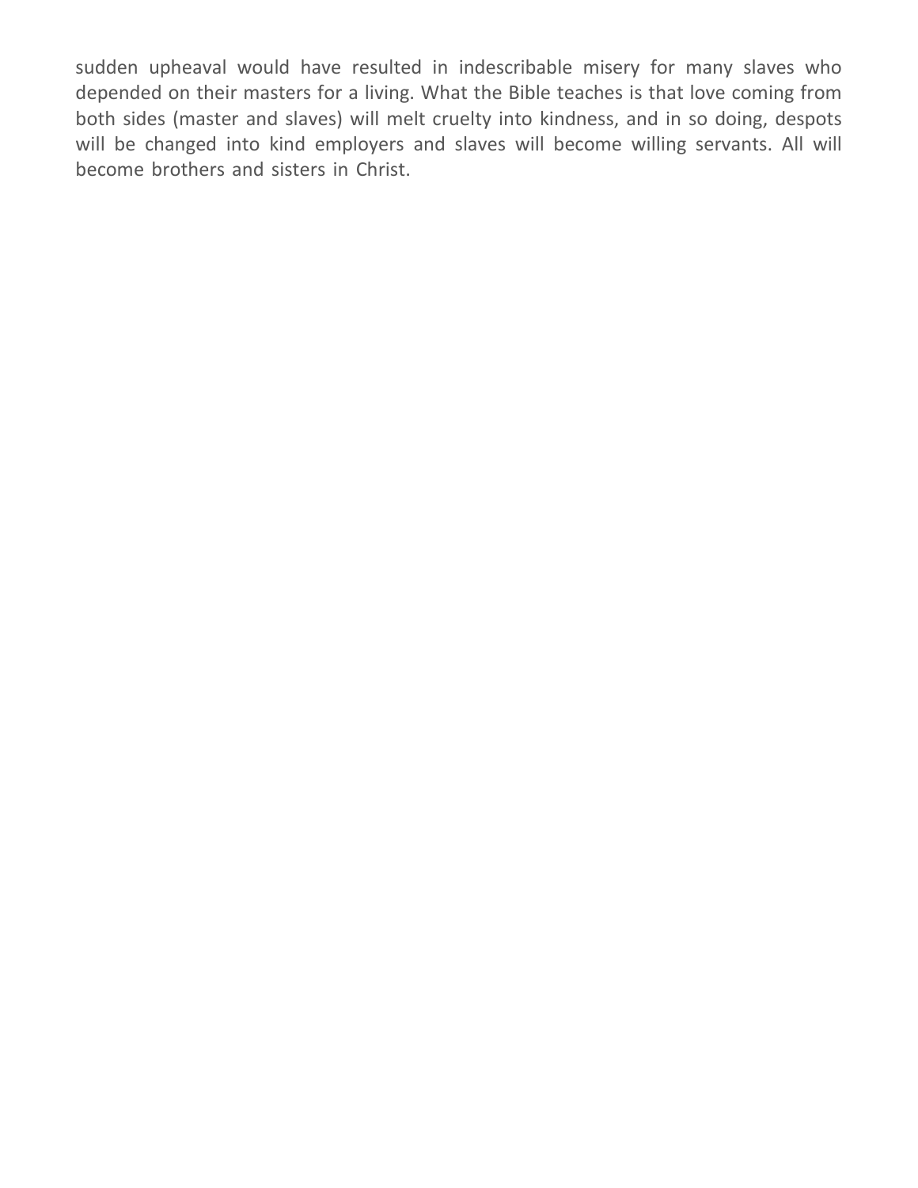sudden upheaval would have resulted in indescribable misery for many slaves who depended on their masters for a living. What the Bible teaches is that love coming from both sides (master and slaves) will melt cruelty into kindness, and in so doing, despots will be changed into kind employers and slaves will become willing servants. All will become brothers and sisters in Christ.